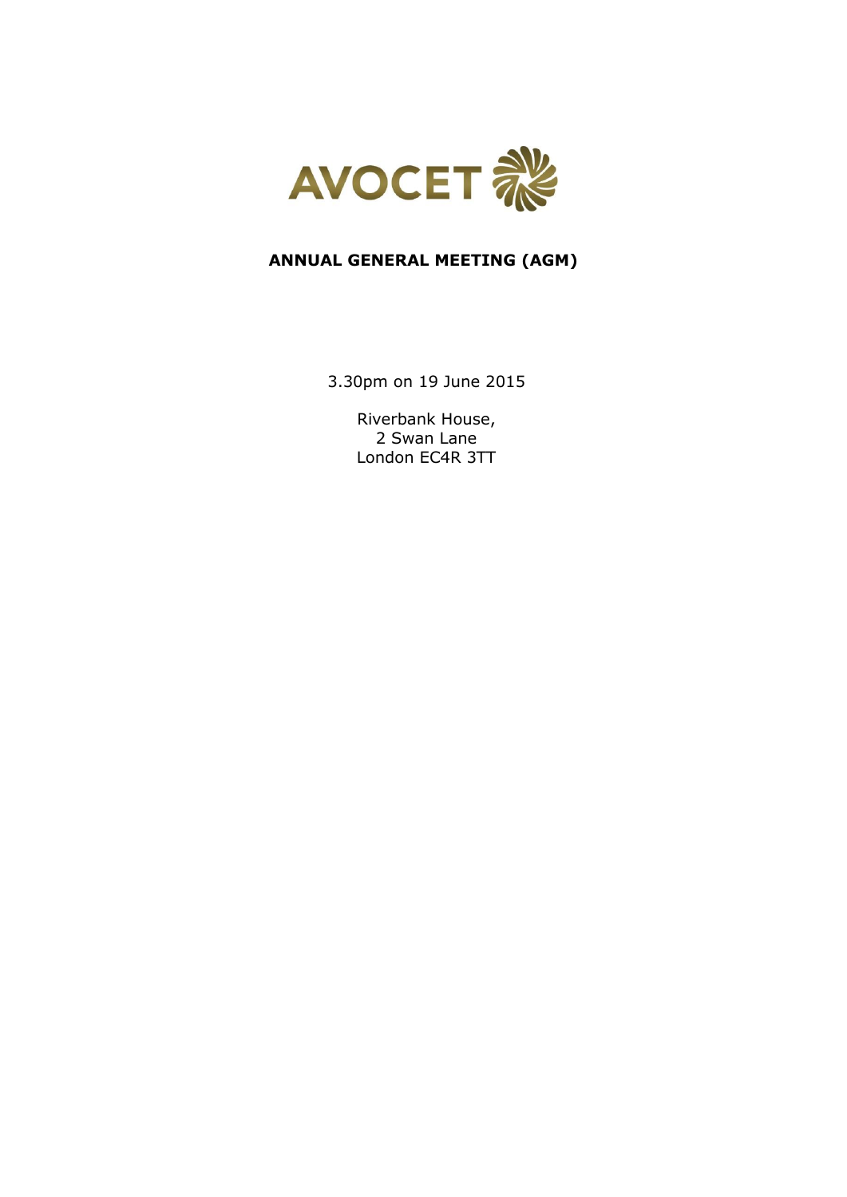AVOCET

# ANNUAL GENERAL MEETING (AGM)

3.30pm on 19 June 2015

Riverbank House,
2 Swan Lane
London EC4R 3TT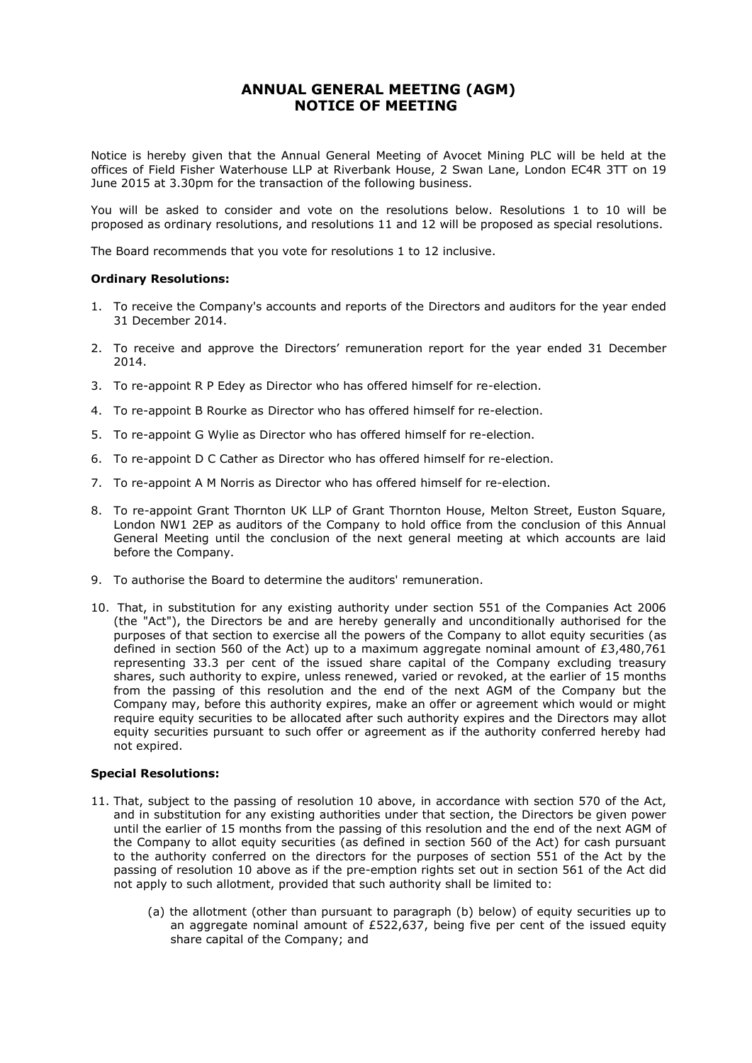# ANNUAL GENERAL MEETING (AGM) NOTICE OF MEETING

Notice is hereby given that the Annual General Meeting of Avocet Mining PLC will be held at the offices of Field Fisher Waterhouse LLP at Riverbank House, 2 Swan Lane, London EC4R 3TT on 19 June 2015 at 3.30pm for the transaction of the following business.

You will be asked to consider and vote on the resolutions below. Resolutions 1 to 10 will be proposed as ordinary resolutions, and resolutions 11 and 12 will be proposed as special resolutions.

The Board recommends that you vote for resolutions 1 to 12 inclusive.

**Ordinary Resolutions:**

1. To receive the Company's accounts and reports of the Directors and auditors for the year ended 31 December 2014.
2. To receive and approve the Directors' remuneration report for the year ended 31 December 2014.
3. To re-appoint R P Edey as Director who has offered himself for re-election.
4. To re-appoint B Rourke as Director who has offered himself for re-election.
5. To re-appoint G Wylie as Director who has offered himself for re-election.
6. To re-appoint D C Cather as Director who has offered himself for re-election.
7. To re-appoint A M Norris as Director who has offered himself for re-election.
8. To re-appoint Grant Thornton UK LLP of Grant Thornton House, Melton Street, Euston Square, London NW1 2EP as auditors of the Company to hold office from the conclusion of this Annual General Meeting until the conclusion of the next general meeting at which accounts are laid before the Company.
9. To authorise the Board to determine the auditors' remuneration.
10. That, in substitution for any existing authority under section 551 of the Companies Act 2006 (the "Act"), the Directors be and are hereby generally and unconditionally authorised for the purposes of that section to exercise all the powers of the Company to allot equity securities (as defined in section 560 of the Act) up to a maximum aggregate nominal amount of £3,480,761 representing 33.3 per cent of the issued share capital of the Company excluding treasury shares, such authority to expire, unless renewed, varied or revoked, at the earlier of 15 months from the passing of this resolution and the end of the next AGM of the Company but the Company may, before this authority expires, make an offer or agreement which would or might require equity securities to be allocated after such authority expires and the Directors may allot equity securities pursuant to such offer or agreement as if the authority conferred hereby had not expired.

**Special Resolutions:**

11. That, subject to the passing of resolution 10 above, in accordance with section 570 of the Act, and in substitution for any existing authorities under that section, the Directors be given power until the earlier of 15 months from the passing of this resolution and the end of the next AGM of the Company to allot equity securities (as defined in section 560 of the Act) for cash pursuant to the authority conferred on the directors for the purposes of section 551 of the Act by the passing of resolution 10 above as if the pre-emption rights set out in section 561 of the Act did not apply to such allotment, provided that such authority shall be limited to:

    (a) the allotment (other than pursuant to paragraph (b) below) of equity securities up to an aggregate nominal amount of £522,637, being five per cent of the issued equity share capital of the Company; and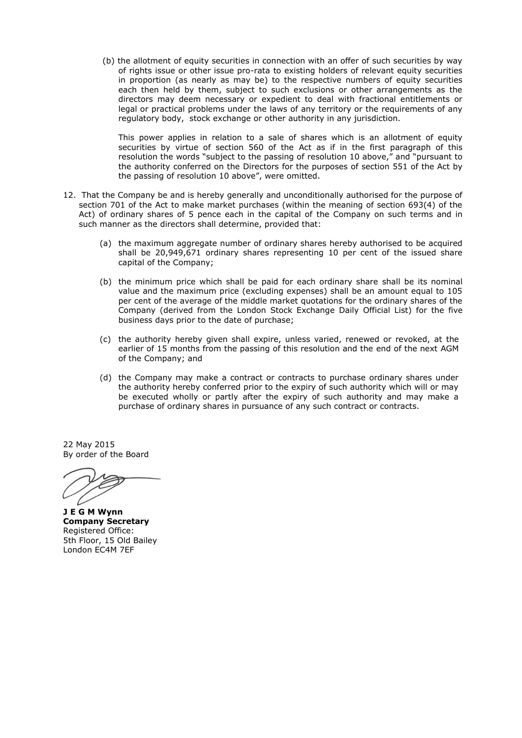(b) the allotment of equity securities in connection with an offer of such securities by way of rights issue or other issue pro-rata to existing holders of relevant equity securities in proportion (as nearly as may be) to the respective numbers of equity securities each then held by them, subject to such exclusions or other arrangements as the directors may deem necessary or expedient to deal with fractional entitlements or legal or practical problems under the laws of any territory or the requirements of any regulatory body, stock exchange or other authority in any jurisdiction.

This power applies in relation to a sale of shares which is an allotment of equity securities by virtue of section 560 of the Act as if in the first paragraph of this resolution the words "subject to the passing of resolution 10 above," and "pursuant to the authority conferred on the Directors for the purposes of section 551 of the Act by the passing of resolution 10 above", were omitted.

12. That the Company be and is hereby generally and unconditionally authorised for the purpose of section 701 of the Act to make market purchases (within the meaning of section 693(4) of the Act) of ordinary shares of 5 pence each in the capital of the Company on such terms and in such manner as the directors shall determine, provided that:

    (a) the maximum aggregate number of ordinary shares hereby authorised to be acquired shall be 20,949,671 ordinary shares representing 10 per cent of the issued share capital of the Company;

    (b) the minimum price which shall be paid for each ordinary share shall be its nominal value and the maximum price (excluding expenses) shall be an amount equal to 105 per cent of the average of the middle market quotations for the ordinary shares of the Company (derived from the London Stock Exchange Daily Official List) for the five business days prior to the date of purchase;

    (c) the authority hereby given shall expire, unless varied, renewed or revoked, at the earlier of 15 months from the passing of this resolution and the end of the next AGM of the Company; and

    (d) the Company may make a contract or contracts to purchase ordinary shares under the authority hereby conferred prior to the expiry of such authority which will or may be executed wholly or partly after the expiry of such authority and may make a purchase of ordinary shares in pursuance of any such contract or contracts.

22 May 2015
By order of the Board

**J E G M Wynn**
**Company Secretary**
Registered Office:
5th Floor, 15 Old Bailey
London EC4M 7EF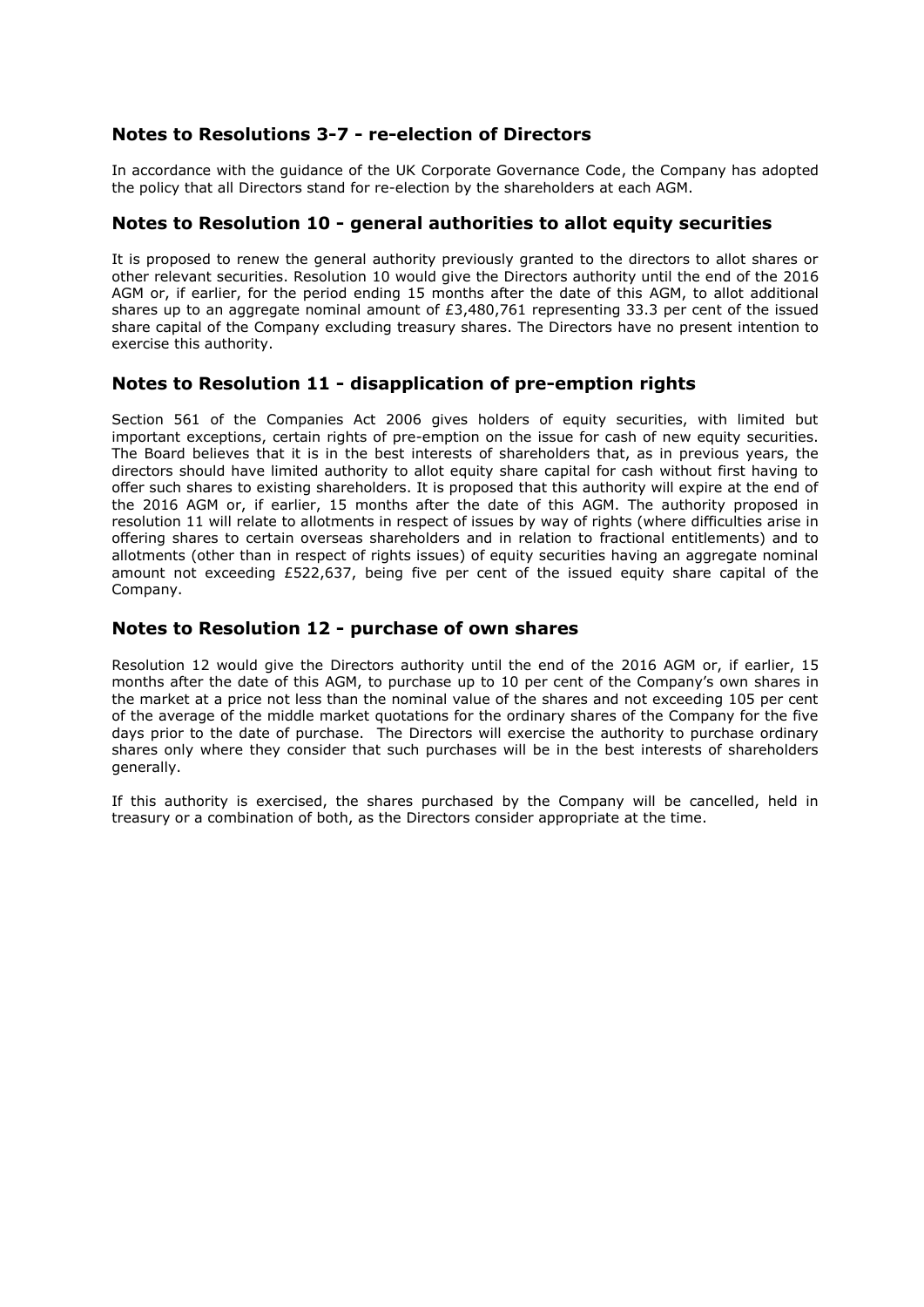## Notes to Resolutions 3-7 - re-election of Directors

In accordance with the guidance of the UK Corporate Governance Code, the Company has adopted the policy that all Directors stand for re-election by the shareholders at each AGM.

## Notes to Resolution 10 - general authorities to allot equity securities

It is proposed to renew the general authority previously granted to the directors to allot shares or other relevant securities. Resolution 10 would give the Directors authority until the end of the 2016 AGM or, if earlier, for the period ending 15 months after the date of this AGM, to allot additional shares up to an aggregate nominal amount of £3,480,761 representing 33.3 per cent of the issued share capital of the Company excluding treasury shares. The Directors have no present intention to exercise this authority.

## Notes to Resolution 11 - disapplication of pre-emption rights

Section 561 of the Companies Act 2006 gives holders of equity securities, with limited but important exceptions, certain rights of pre-emption on the issue for cash of new equity securities. The Board believes that it is in the best interests of shareholders that, as in previous years, the directors should have limited authority to allot equity share capital for cash without first having to offer such shares to existing shareholders. It is proposed that this authority will expire at the end of the 2016 AGM or, if earlier, 15 months after the date of this AGM. The authority proposed in resolution 11 will relate to allotments in respect of issues by way of rights (where difficulties arise in offering shares to certain overseas shareholders and in relation to fractional entitlements) and to allotments (other than in respect of rights issues) of equity securities having an aggregate nominal amount not exceeding £522,637, being five per cent of the issued equity share capital of the Company.

## Notes to Resolution 12 - purchase of own shares

Resolution 12 would give the Directors authority until the end of the 2016 AGM or, if earlier, 15 months after the date of this AGM, to purchase up to 10 per cent of the Company's own shares in the market at a price not less than the nominal value of the shares and not exceeding 105 per cent of the average of the middle market quotations for the ordinary shares of the Company for the five days prior to the date of purchase. The Directors will exercise the authority to purchase ordinary shares only where they consider that such purchases will be in the best interests of shareholders generally.

If this authority is exercised, the shares purchased by the Company will be cancelled, held in treasury or a combination of both, as the Directors consider appropriate at the time.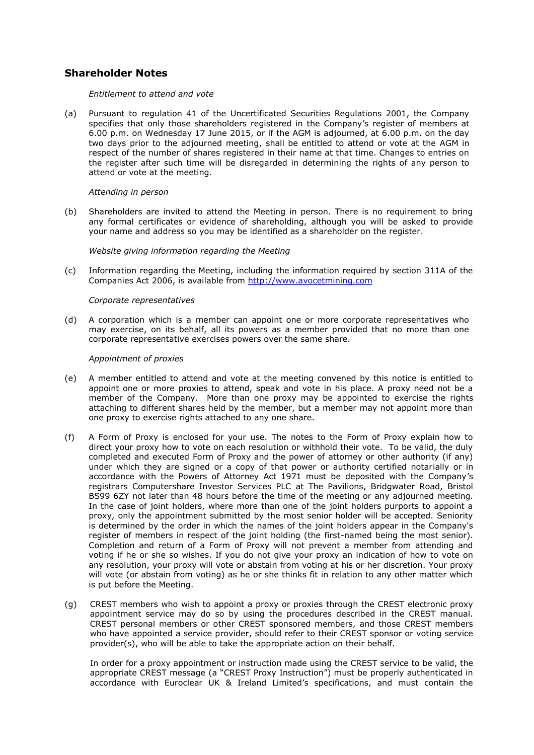## Shareholder Notes

*Entitlement to attend and vote*

(a) Pursuant to regulation 41 of the Uncertificated Securities Regulations 2001, the Company specifies that only those shareholders registered in the Company's register of members at 6.00 p.m. on Wednesday 17 June 2015, or if the AGM is adjourned, at 6.00 p.m. on the day two days prior to the adjourned meeting, shall be entitled to attend or vote at the AGM in respect of the number of shares registered in their name at that time. Changes to entries on the register after such time will be disregarded in determining the rights of any person to attend or vote at the meeting.

*Attending in person*

(b) Shareholders are invited to attend the Meeting in person. There is no requirement to bring any formal certificates or evidence of shareholding, although you will be asked to provide your name and address so you may be identified as a shareholder on the register.

*Website giving information regarding the Meeting*

(c) Information regarding the Meeting, including the information required by section 311A of the Companies Act 2006, is available from http://www.avocetmining.com

*Corporate representatives*

(d) A corporation which is a member can appoint one or more corporate representatives who may exercise, on its behalf, all its powers as a member provided that no more than one corporate representative exercises powers over the same share.

*Appointment of proxies*

(e) A member entitled to attend and vote at the meeting convened by this notice is entitled to appoint one or more proxies to attend, speak and vote in his place. A proxy need not be a member of the Company. More than one proxy may be appointed to exercise the rights attaching to different shares held by the member, but a member may not appoint more than one proxy to exercise rights attached to any one share.

(f) A Form of Proxy is enclosed for your use. The notes to the Form of Proxy explain how to direct your proxy how to vote on each resolution or withhold their vote. To be valid, the duly completed and executed Form of Proxy and the power of attorney or other authority (if any) under which they are signed or a copy of that power or authority certified notarially or in accordance with the Powers of Attorney Act 1971 must be deposited with the Company's registrars Computershare Investor Services PLC at The Pavilions, Bridgwater Road, Bristol BS99 6ZY not later than 48 hours before the time of the meeting or any adjourned meeting. In the case of joint holders, where more than one of the joint holders purports to appoint a proxy, only the appointment submitted by the most senior holder will be accepted. Seniority is determined by the order in which the names of the joint holders appear in the Company's register of members in respect of the joint holding (the first-named being the most senior). Completion and return of a Form of Proxy will not prevent a member from attending and voting if he or she so wishes. If you do not give your proxy an indication of how to vote on any resolution, your proxy will vote or abstain from voting at his or her discretion. Your proxy will vote (or abstain from voting) as he or she thinks fit in relation to any other matter which is put before the Meeting.

(g) CREST members who wish to appoint a proxy or proxies through the CREST electronic proxy appointment service may do so by using the procedures described in the CREST manual. CREST personal members or other CREST sponsored members, and those CREST members who have appointed a service provider, should refer to their CREST sponsor or voting service provider(s), who will be able to take the appropriate action on their behalf.

In order for a proxy appointment or instruction made using the CREST service to be valid, the appropriate CREST message (a "CREST Proxy Instruction") must be properly authenticated in accordance with Euroclear UK & Ireland Limited's specifications, and must contain the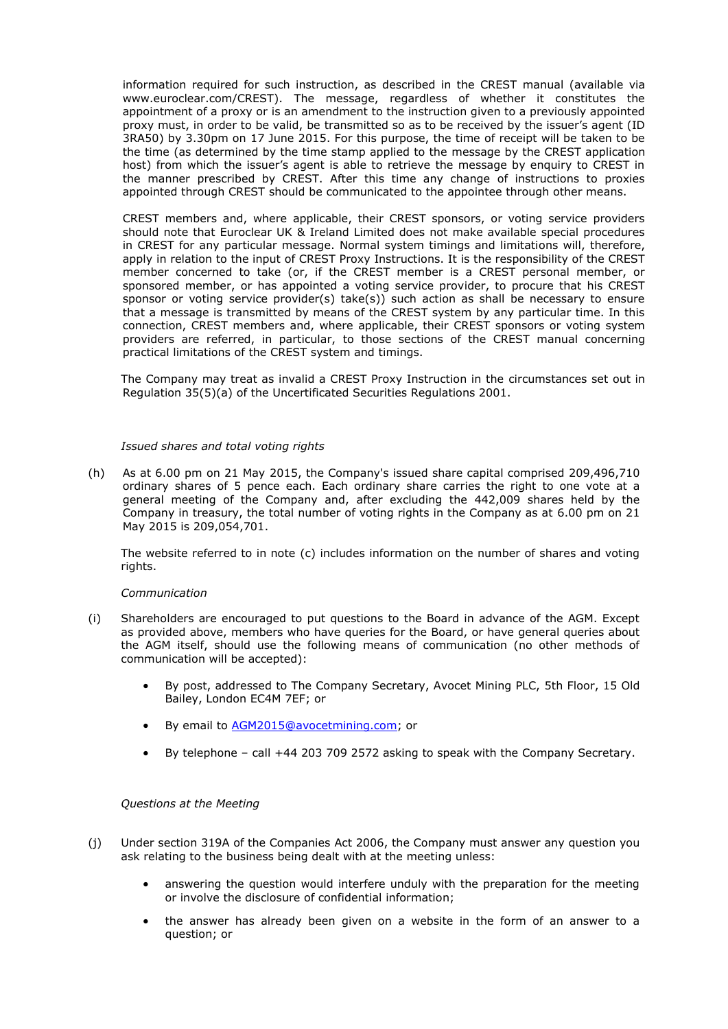information required for such instruction, as described in the CREST manual (available via www.euroclear.com/CREST). The message, regardless of whether it constitutes the appointment of a proxy or is an amendment to the instruction given to a previously appointed proxy must, in order to be valid, be transmitted so as to be received by the issuer's agent (ID 3RA50) by 3.30pm on 17 June 2015. For this purpose, the time of receipt will be taken to be the time (as determined by the time stamp applied to the message by the CREST application host) from which the issuer's agent is able to retrieve the message by enquiry to CREST in the manner prescribed by CREST. After this time any change of instructions to proxies appointed through CREST should be communicated to the appointee through other means.

CREST members and, where applicable, their CREST sponsors, or voting service providers should note that Euroclear UK & Ireland Limited does not make available special procedures in CREST for any particular message. Normal system timings and limitations will, therefore, apply in relation to the input of CREST Proxy Instructions. It is the responsibility of the CREST member concerned to take (or, if the CREST member is a CREST personal member, or sponsored member, or has appointed a voting service provider, to procure that his CREST sponsor or voting service provider(s) take(s)) such action as shall be necessary to ensure that a message is transmitted by means of the CREST system by any particular time. In this connection, CREST members and, where applicable, their CREST sponsors or voting system providers are referred, in particular, to those sections of the CREST manual concerning practical limitations of the CREST system and timings.

The Company may treat as invalid a CREST Proxy Instruction in the circumstances set out in Regulation 35(5)(a) of the Uncertificated Securities Regulations 2001.

*Issued shares and total voting rights*

(h) As at 6.00 pm on 21 May 2015, the Company's issued share capital comprised 209,496,710 ordinary shares of 5 pence each. Each ordinary share carries the right to one vote at a general meeting of the Company and, after excluding the 442,009 shares held by the Company in treasury, the total number of voting rights in the Company as at 6.00 pm on 21 May 2015 is 209,054,701.

The website referred to in note (c) includes information on the number of shares and voting rights.

*Communication*

(i) Shareholders are encouraged to put questions to the Board in advance of the AGM. Except as provided above, members who have queries for the Board, or have general queries about the AGM itself, should use the following means of communication (no other methods of communication will be accepted):

- By post, addressed to The Company Secretary, Avocet Mining PLC, 5th Floor, 15 Old Bailey, London EC4M 7EF; or
- By email to AGM2015@avocetmining.com; or
- By telephone – call +44 203 709 2572 asking to speak with the Company Secretary.

*Questions at the Meeting*

(j) Under section 319A of the Companies Act 2006, the Company must answer any question you ask relating to the business being dealt with at the meeting unless:

- answering the question would interfere unduly with the preparation for the meeting or involve the disclosure of confidential information;
- the answer has already been given on a website in the form of an answer to a question; or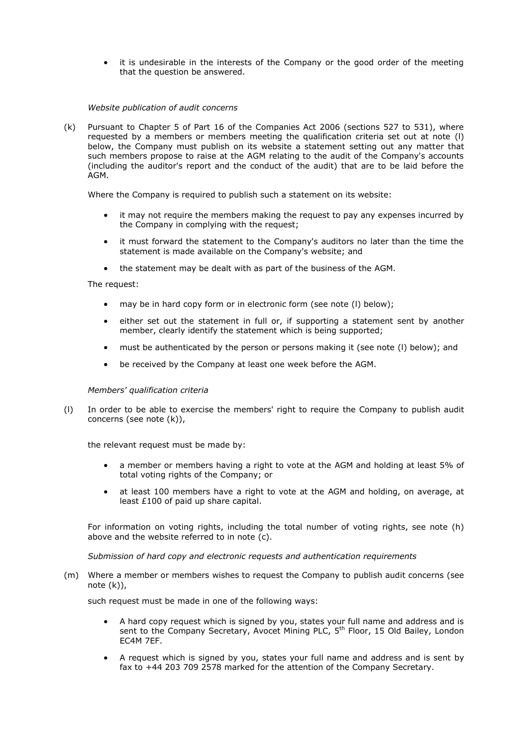- it is undesirable in the interests of the Company or the good order of the meeting that the question be answered.

*Website publication of audit concerns*

(k) Pursuant to Chapter 5 of Part 16 of the Companies Act 2006 (sections 527 to 531), where requested by a members or members meeting the qualification criteria set out at note (l) below, the Company must publish on its website a statement setting out any matter that such members propose to raise at the AGM relating to the audit of the Company's accounts (including the auditor's report and the conduct of the audit) that are to be laid before the AGM.

Where the Company is required to publish such a statement on its website:

- it may not require the members making the request to pay any expenses incurred by the Company in complying with the request;
- it must forward the statement to the Company's auditors no later than the time the statement is made available on the Company's website; and
- the statement may be dealt with as part of the business of the AGM.

The request:

- may be in hard copy form or in electronic form (see note (l) below);
- either set out the statement in full or, if supporting a statement sent by another member, clearly identify the statement which is being supported;
- must be authenticated by the person or persons making it (see note (l) below); and
- be received by the Company at least one week before the AGM.

*Members' qualification criteria*

(l) In order to be able to exercise the members' right to require the Company to publish audit concerns (see note (k)),

the relevant request must be made by:

- a member or members having a right to vote at the AGM and holding at least 5% of total voting rights of the Company; or
- at least 100 members have a right to vote at the AGM and holding, on average, at least £100 of paid up share capital.

For information on voting rights, including the total number of voting rights, see note (h) above and the website referred to in note (c).

*Submission of hard copy and electronic requests and authentication requirements*

(m) Where a member or members wishes to request the Company to publish audit concerns (see note (k)),

such request must be made in one of the following ways:

- A hard copy request which is signed by you, states your full name and address and is sent to the Company Secretary, Avocet Mining PLC, 5th Floor, 15 Old Bailey, London EC4M 7EF.
- A request which is signed by you, states your full name and address and is sent by fax to +44 203 709 2578 marked for the attention of the Company Secretary.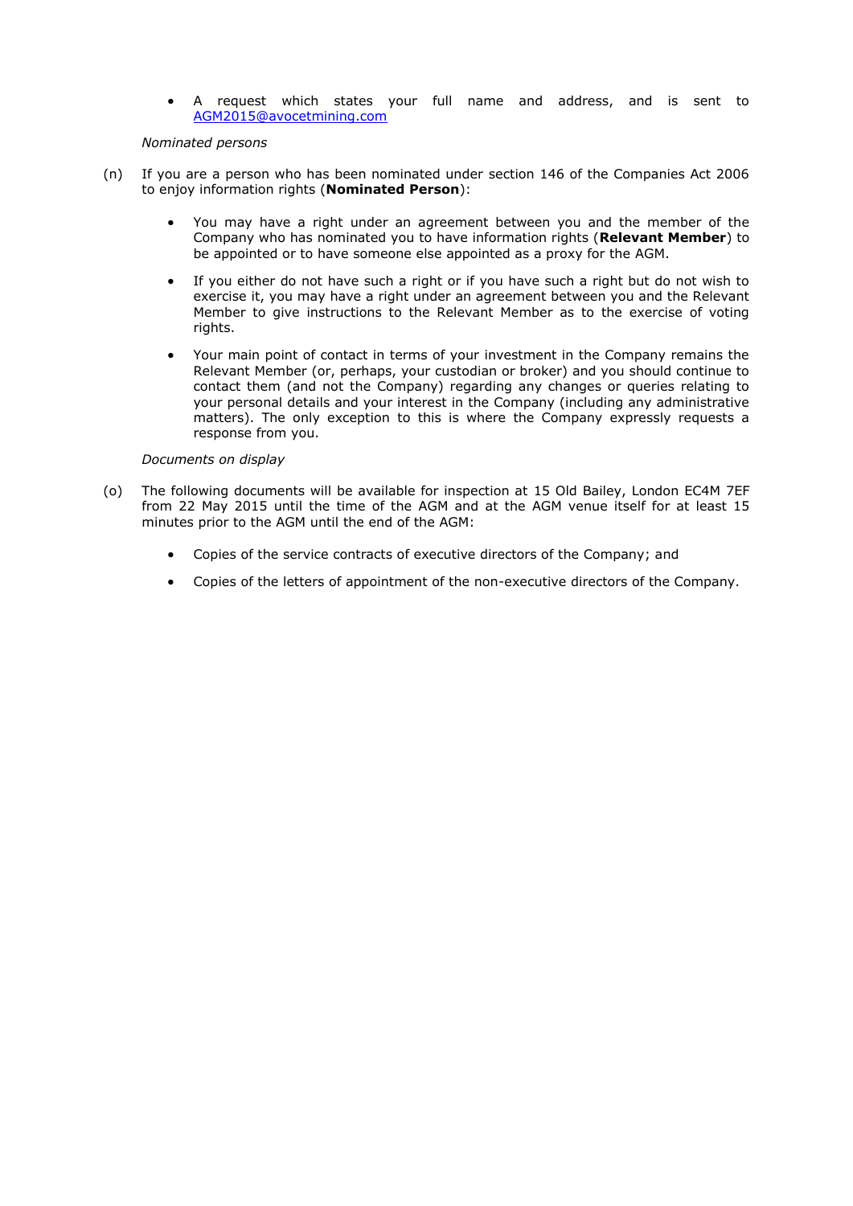- A request which states your full name and address, and is sent to AGM2015@avocetmining.com

*Nominated persons*

(n) If you are a person who has been nominated under section 146 of the Companies Act 2006 to enjoy information rights (**Nominated Person**):

- You may have a right under an agreement between you and the member of the Company who has nominated you to have information rights (**Relevant Member**) to be appointed or to have someone else appointed as a proxy for the AGM.
- If you either do not have such a right or if you have such a right but do not wish to exercise it, you may have a right under an agreement between you and the Relevant Member to give instructions to the Relevant Member as to the exercise of voting rights.
- Your main point of contact in terms of your investment in the Company remains the Relevant Member (or, perhaps, your custodian or broker) and you should continue to contact them (and not the Company) regarding any changes or queries relating to your personal details and your interest in the Company (including any administrative matters). The only exception to this is where the Company expressly requests a response from you.

*Documents on display*

(o) The following documents will be available for inspection at 15 Old Bailey, London EC4M 7EF from 22 May 2015 until the time of the AGM and at the AGM venue itself for at least 15 minutes prior to the AGM until the end of the AGM:

- Copies of the service contracts of executive directors of the Company; and
- Copies of the letters of appointment of the non-executive directors of the Company.